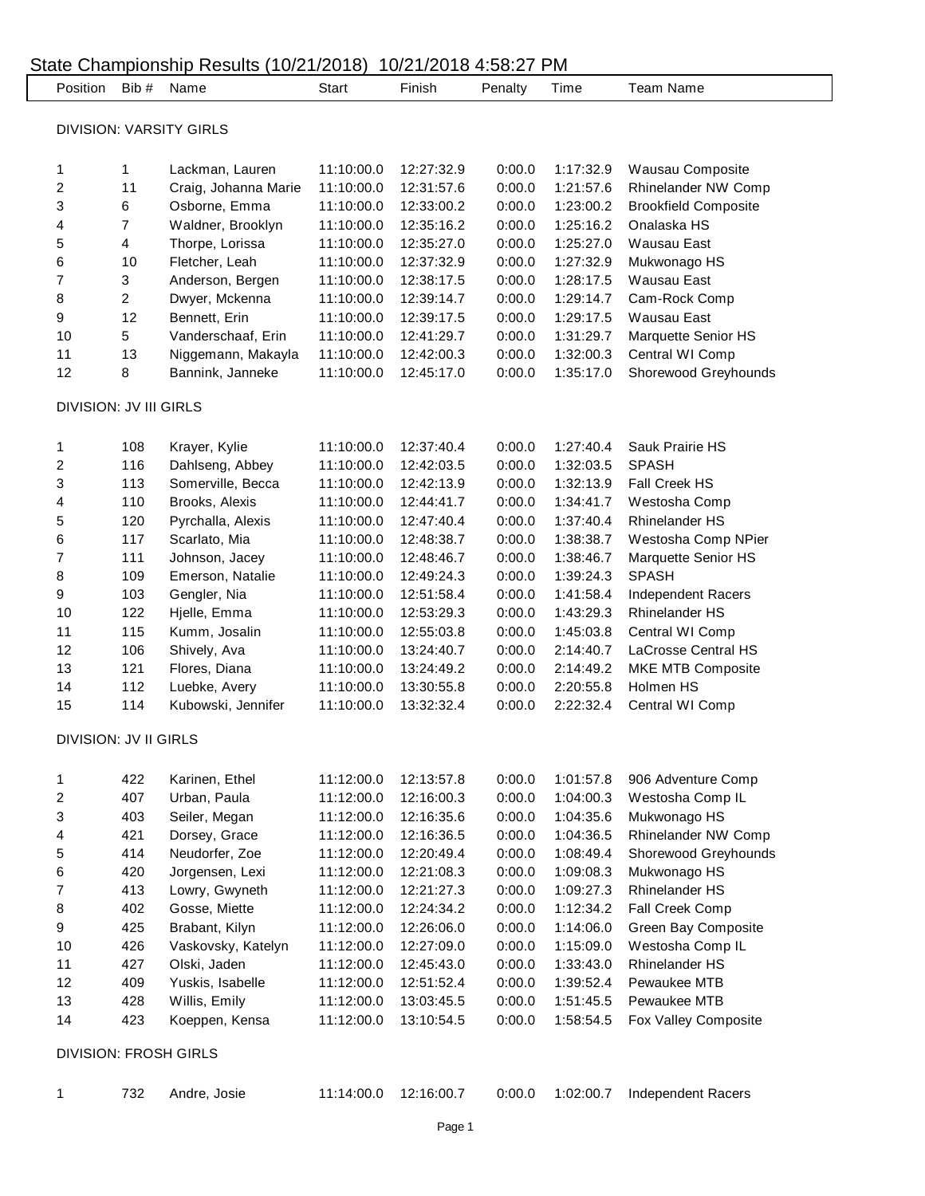# State Championship Results (10/21/2018) 10/21/2018 4:58:27 PM

| Position | Bib # | Name | Start | Finish | Penalty | Time | Team Name |
|---|---|---|---|---|---|---|---|
| **DIVISION: VARSITY GIRLS** | | | | | | | |
| 1 | 1 | Lackman, Lauren | 11:10:00.0 | 12:27:32.9 | 0:00.0 | 1:17:32.9 | Wausau Composite |
| 2 | 11 | Craig, Johanna Marie | 11:10:00.0 | 12:31:57.6 | 0:00.0 | 1:21:57.6 | Rhinelander NW Comp |
| 3 | 6 | Osborne, Emma | 11:10:00.0 | 12:33:00.2 | 0:00.0 | 1:23:00.2 | Brookfield Composite |
| 4 | 7 | Waldner, Brooklyn | 11:10:00.0 | 12:35:16.2 | 0:00.0 | 1:25:16.2 | Onalaska HS |
| 5 | 4 | Thorpe, Lorissa | 11:10:00.0 | 12:35:27.0 | 0:00.0 | 1:25:27.0 | Wausau East |
| 6 | 10 | Fletcher, Leah | 11:10:00.0 | 12:37:32.9 | 0:00.0 | 1:27:32.9 | Mukwonago HS |
| 7 | 3 | Anderson, Bergen | 11:10:00.0 | 12:38:17.5 | 0:00.0 | 1:28:17.5 | Wausau East |
| 8 | 2 | Dwyer, Mckenna | 11:10:00.0 | 12:39:14.7 | 0:00.0 | 1:29:14.7 | Cam-Rock Comp |
| 9 | 12 | Bennett, Erin | 11:10:00.0 | 12:39:17.5 | 0:00.0 | 1:29:17.5 | Wausau East |
| 10 | 5 | Vanderschaaf, Erin | 11:10:00.0 | 12:41:29.7 | 0:00.0 | 1:31:29.7 | Marquette Senior HS |
| 11 | 13 | Niggemann, Makayla | 11:10:00.0 | 12:42:00.3 | 0:00.0 | 1:32:00.3 | Central WI Comp |
| 12 | 8 | Bannink, Janneke | 11:10:00.0 | 12:45:17.0 | 0:00.0 | 1:35:17.0 | Shorewood Greyhounds |
| **DIVISION: JV III GIRLS** | | | | | | | |
| 1 | 108 | Krayer, Kylie | 11:10:00.0 | 12:37:40.4 | 0:00.0 | 1:27:40.4 | Sauk Prairie HS |
| 2 | 116 | Dahlseng, Abbey | 11:10:00.0 | 12:42:03.5 | 0:00.0 | 1:32:03.5 | SPASH |
| 3 | 113 | Somerville, Becca | 11:10:00.0 | 12:42:13.9 | 0:00.0 | 1:32:13.9 | Fall Creek HS |
| 4 | 110 | Brooks, Alexis | 11:10:00.0 | 12:44:41.7 | 0:00.0 | 1:34:41.7 | Westosha Comp |
| 5 | 120 | Pyrchalla, Alexis | 11:10:00.0 | 12:47:40.4 | 0:00.0 | 1:37:40.4 | Rhinelander HS |
| 6 | 117 | Scarlato, Mia | 11:10:00.0 | 12:48:38.7 | 0:00.0 | 1:38:38.7 | Westosha Comp NPier |
| 7 | 111 | Johnson, Jacey | 11:10:00.0 | 12:48:46.7 | 0:00.0 | 1:38:46.7 | Marquette Senior HS |
| 8 | 109 | Emerson, Natalie | 11:10:00.0 | 12:49:24.3 | 0:00.0 | 1:39:24.3 | SPASH |
| 9 | 103 | Gengler, Nia | 11:10:00.0 | 12:51:58.4 | 0:00.0 | 1:41:58.4 | Independent Racers |
| 10 | 122 | Hjelle, Emma | 11:10:00.0 | 12:53:29.3 | 0:00.0 | 1:43:29.3 | Rhinelander HS |
| 11 | 115 | Kumm, Josalin | 11:10:00.0 | 12:55:03.8 | 0:00.0 | 1:45:03.8 | Central WI Comp |
| 12 | 106 | Shively, Ava | 11:10:00.0 | 13:24:40.7 | 0:00.0 | 2:14:40.7 | LaCrosse Central HS |
| 13 | 121 | Flores, Diana | 11:10:00.0 | 13:24:49.2 | 0:00.0 | 2:14:49.2 | MKE MTB Composite |
| 14 | 112 | Luebke, Avery | 11:10:00.0 | 13:30:55.8 | 0:00.0 | 2:20:55.8 | Holmen HS |
| 15 | 114 | Kubowski, Jennifer | 11:10:00.0 | 13:32:32.4 | 0:00.0 | 2:22:32.4 | Central WI Comp |
| **DIVISION: JV II GIRLS** | | | | | | | |
| 1 | 422 | Karinen, Ethel | 11:12:00.0 | 12:13:57.8 | 0:00.0 | 1:01:57.8 | 906 Adventure Comp |
| 2 | 407 | Urban, Paula | 11:12:00.0 | 12:16:00.3 | 0:00.0 | 1:04:00.3 | Westosha Comp IL |
| 3 | 403 | Seiler, Megan | 11:12:00.0 | 12:16:35.6 | 0:00.0 | 1:04:35.6 | Mukwonago HS |
| 4 | 421 | Dorsey, Grace | 11:12:00.0 | 12:16:36.5 | 0:00.0 | 1:04:36.5 | Rhinelander NW Comp |
| 5 | 414 | Neudorfer, Zoe | 11:12:00.0 | 12:20:49.4 | 0:00.0 | 1:08:49.4 | Shorewood Greyhounds |
| 6 | 420 | Jorgensen, Lexi | 11:12:00.0 | 12:21:08.3 | 0:00.0 | 1:09:08.3 | Mukwonago HS |
| 7 | 413 | Lowry, Gwyneth | 11:12:00.0 | 12:21:27.3 | 0:00.0 | 1:09:27.3 | Rhinelander HS |
| 8 | 402 | Gosse, Miette | 11:12:00.0 | 12:24:34.2 | 0:00.0 | 1:12:34.2 | Fall Creek Comp |
| 9 | 425 | Brabant, Kilyn | 11:12:00.0 | 12:26:06.0 | 0:00.0 | 1:14:06.0 | Green Bay Composite |
| 10 | 426 | Vaskovsky, Katelyn | 11:12:00.0 | 12:27:09.0 | 0:00.0 | 1:15:09.0 | Westosha Comp IL |
| 11 | 427 | Olski, Jaden | 11:12:00.0 | 12:45:43.0 | 0:00.0 | 1:33:43.0 | Rhinelander HS |
| 12 | 409 | Yuskis, Isabelle | 11:12:00.0 | 12:51:52.4 | 0:00.0 | 1:39:52.4 | Pewaukee MTB |
| 13 | 428 | Willis, Emily | 11:12:00.0 | 13:03:45.5 | 0:00.0 | 1:51:45.5 | Pewaukee MTB |
| 14 | 423 | Koeppen, Kensa | 11:12:00.0 | 13:10:54.5 | 0:00.0 | 1:58:54.5 | Fox Valley Composite |
| **DIVISION: FROSH GIRLS** | | | | | | | |
| 1 | 732 | Andre, Josie | 11:14:00.0 | 12:16:00.7 | 0:00.0 | 1:02:00.7 | Independent Racers |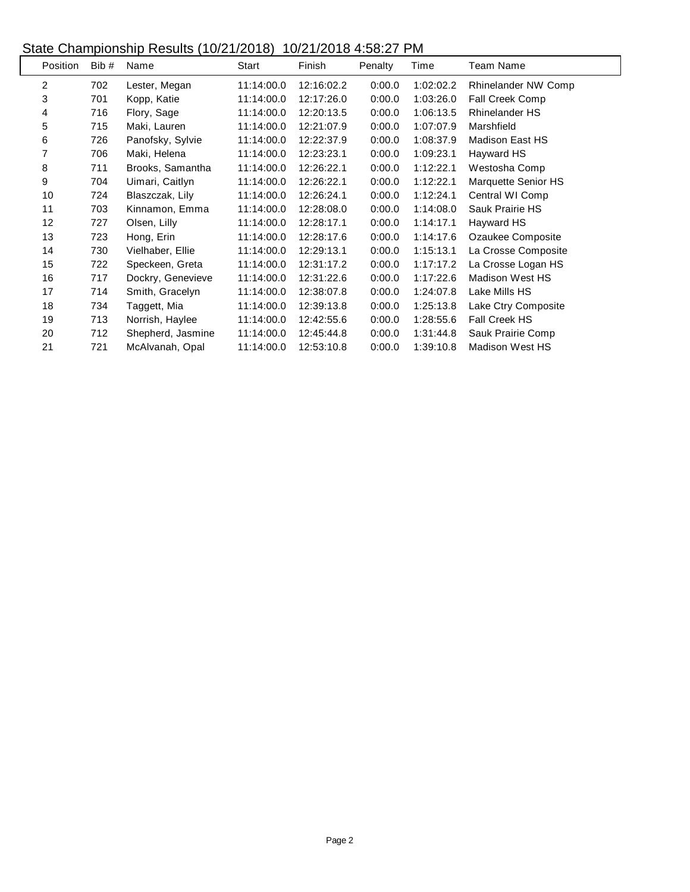State Championship Results (10/21/2018) 10/21/2018 4:58:27 PM

| Position | Bib # | Name | Start | Finish | Penalty | Time | Team Name |
|---|---|---|---|---|---|---|---|
| 2 | 702 | Lester, Megan | 11:14:00.0 | 12:16:02.2 | 0:00.0 | 1:02:02.2 | Rhinelander NW Comp |
| 3 | 701 | Kopp, Katie | 11:14:00.0 | 12:17:26.0 | 0:00.0 | 1:03:26.0 | Fall Creek Comp |
| 4 | 716 | Flory, Sage | 11:14:00.0 | 12:20:13.5 | 0:00.0 | 1:06:13.5 | Rhinelander HS |
| 5 | 715 | Maki, Lauren | 11:14:00.0 | 12:21:07.9 | 0:00.0 | 1:07:07.9 | Marshfield |
| 6 | 726 | Panofsky, Sylvie | 11:14:00.0 | 12:22:37.9 | 0:00.0 | 1:08:37.9 | Madison East HS |
| 7 | 706 | Maki, Helena | 11:14:00.0 | 12:23:23.1 | 0:00.0 | 1:09:23.1 | Hayward HS |
| 8 | 711 | Brooks, Samantha | 11:14:00.0 | 12:26:22.1 | 0:00.0 | 1:12:22.1 | Westosha Comp |
| 9 | 704 | Uimari, Caitlyn | 11:14:00.0 | 12:26:22.1 | 0:00.0 | 1:12:22.1 | Marquette Senior HS |
| 10 | 724 | Blaszczak, Lily | 11:14:00.0 | 12:26:24.1 | 0:00.0 | 1:12:24.1 | Central WI Comp |
| 11 | 703 | Kinnamon, Emma | 11:14:00.0 | 12:28:08.0 | 0:00.0 | 1:14:08.0 | Sauk Prairie HS |
| 12 | 727 | Olsen, Lilly | 11:14:00.0 | 12:28:17.1 | 0:00.0 | 1:14:17.1 | Hayward HS |
| 13 | 723 | Hong, Erin | 11:14:00.0 | 12:28:17.6 | 0:00.0 | 1:14:17.6 | Ozaukee Composite |
| 14 | 730 | Vielhaber, Ellie | 11:14:00.0 | 12:29:13.1 | 0:00.0 | 1:15:13.1 | La Crosse Composite |
| 15 | 722 | Speckeen, Greta | 11:14:00.0 | 12:31:17.2 | 0:00.0 | 1:17:17.2 | La Crosse Logan HS |
| 16 | 717 | Dockry, Genevieve | 11:14:00.0 | 12:31:22.6 | 0:00.0 | 1:17:22.6 | Madison West HS |
| 17 | 714 | Smith, Gracelyn | 11:14:00.0 | 12:38:07.8 | 0:00.0 | 1:24:07.8 | Lake Mills HS |
| 18 | 734 | Taggett, Mia | 11:14:00.0 | 12:39:13.8 | 0:00.0 | 1:25:13.8 | Lake Ctry Composite |
| 19 | 713 | Norrish, Haylee | 11:14:00.0 | 12:42:55.6 | 0:00.0 | 1:28:55.6 | Fall Creek HS |
| 20 | 712 | Shepherd, Jasmine | 11:14:00.0 | 12:45:44.8 | 0:00.0 | 1:31:44.8 | Sauk Prairie Comp |
| 21 | 721 | McAlvanah, Opal | 11:14:00.0 | 12:53:10.8 | 0:00.0 | 1:39:10.8 | Madison West HS |